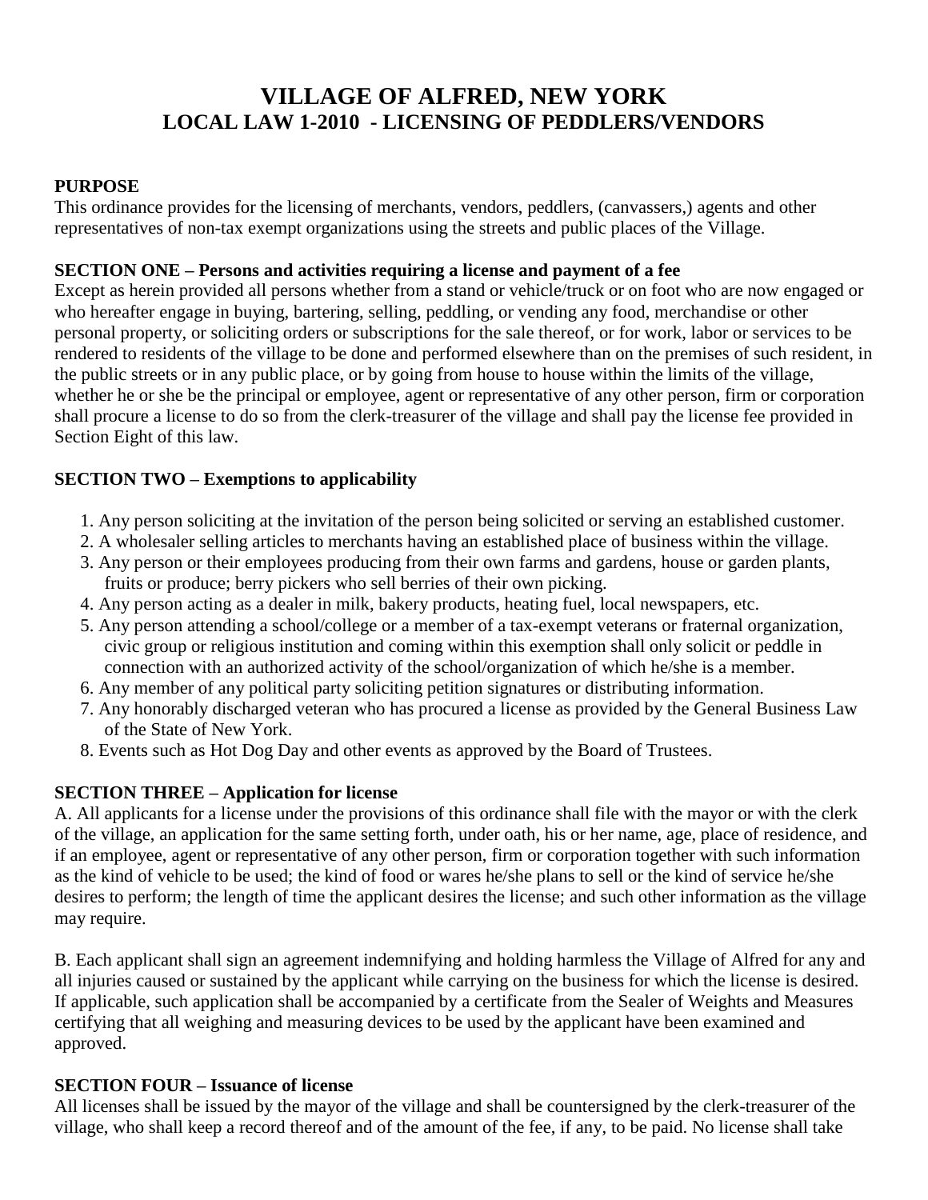# VILLAGE OF ALFRED, NEW YORK
## LOCAL LAW 1-2010 - LICENSING OF PEDDLERS/VENDORS

**PURPOSE**
This ordinance provides for the licensing of merchants, vendors, peddlers, (canvassers,) agents and other representatives of non-tax exempt organizations using the streets and public places of the Village.

**SECTION ONE – Persons and activities requiring a license and payment of a fee**
Except as herein provided all persons whether from a stand or vehicle/truck or on foot who are now engaged or who hereafter engage in buying, bartering, selling, peddling, or vending any food, merchandise or other personal property, or soliciting orders or subscriptions for the sale thereof, or for work, labor or services to be rendered to residents of the village to be done and performed elsewhere than on the premises of such resident, in the public streets or in any public place, or by going from house to house within the limits of the village, whether he or she be the principal or employee, agent or representative of any other person, firm or corporation shall procure a license to do so from the clerk-treasurer of the village and shall pay the license fee provided in Section Eight of this law.

**SECTION TWO – Exemptions to applicability**

1. Any person soliciting at the invitation of the person being solicited or serving an established customer.
2. A wholesaler selling articles to merchants having an established place of business within the village.
3. Any person or their employees producing from their own farms and gardens, house or garden plants, fruits or produce; berry pickers who sell berries of their own picking.
4. Any person acting as a dealer in milk, bakery products, heating fuel, local newspapers, etc.
5. Any person attending a school/college or a member of a tax-exempt veterans or fraternal organization, civic group or religious institution and coming within this exemption shall only solicit or peddle in connection with an authorized activity of the school/organization of which he/she is a member.
6. Any member of any political party soliciting petition signatures or distributing information.
7. Any honorably discharged veteran who has procured a license as provided by the General Business Law of the State of New York.
8. Events such as Hot Dog Day and other events as approved by the Board of Trustees.

**SECTION THREE – Application for license**
A. All applicants for a license under the provisions of this ordinance shall file with the mayor or with the clerk of the village, an application for the same setting forth, under oath, his or her name, age, place of residence, and if an employee, agent or representative of any other person, firm or corporation together with such information as the kind of vehicle to be used; the kind of food or wares he/she plans to sell or the kind of service he/she desires to perform; the length of time the applicant desires the license; and such other information as the village may require.

B. Each applicant shall sign an agreement indemnifying and holding harmless the Village of Alfred for any and all injuries caused or sustained by the applicant while carrying on the business for which the license is desired. If applicable, such application shall be accompanied by a certificate from the Sealer of Weights and Measures certifying that all weighing and measuring devices to be used by the applicant have been examined and approved.

**SECTION FOUR – Issuance of license**
All licenses shall be issued by the mayor of the village and shall be countersigned by the clerk-treasurer of the village, who shall keep a record thereof and of the amount of the fee, if any, to be paid. No license shall take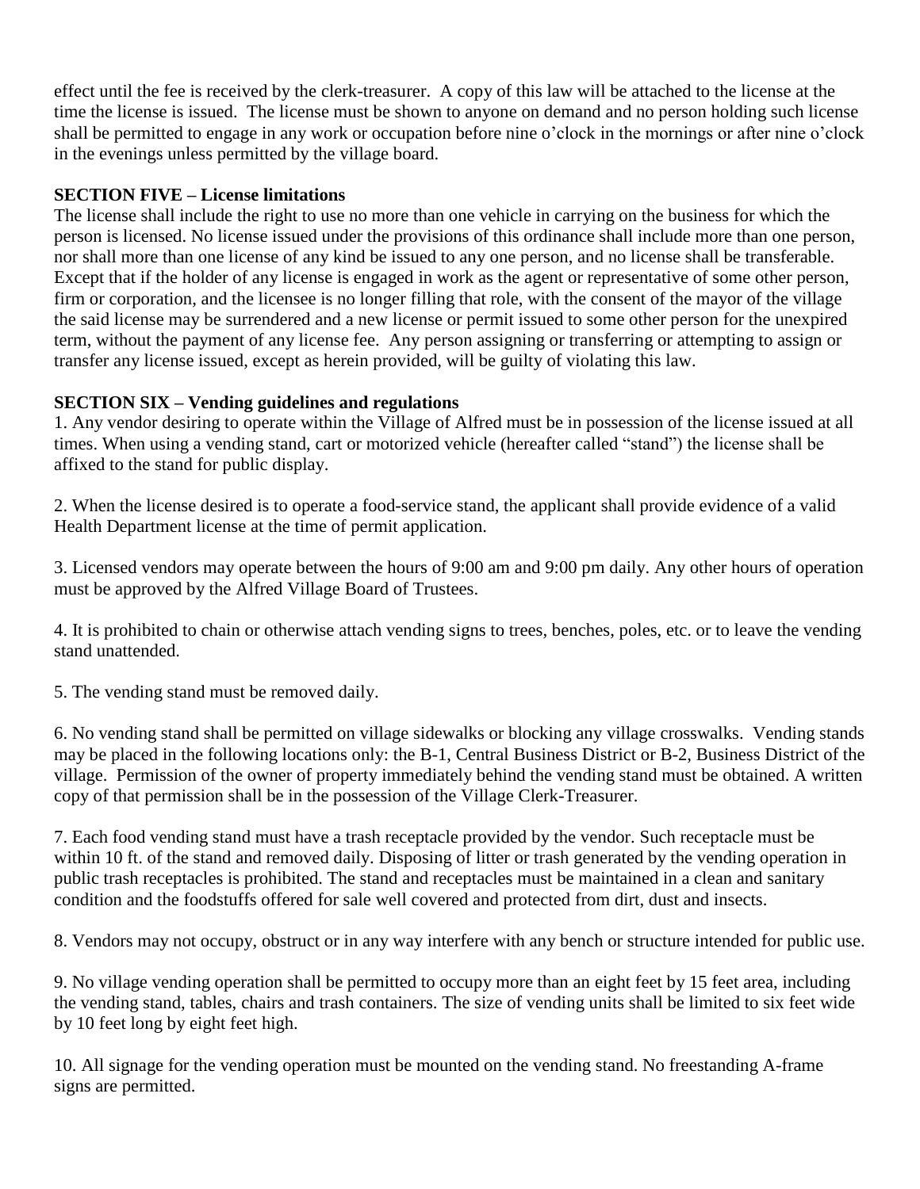effect until the fee is received by the clerk-treasurer. A copy of this law will be attached to the license at the time the license is issued. The license must be shown to anyone on demand and no person holding such license shall be permitted to engage in any work or occupation before nine o'clock in the mornings or after nine o'clock in the evenings unless permitted by the village board.

**SECTION FIVE – License limitations**

The license shall include the right to use no more than one vehicle in carrying on the business for which the person is licensed. No license issued under the provisions of this ordinance shall include more than one person, nor shall more than one license of any kind be issued to any one person, and no license shall be transferable. Except that if the holder of any license is engaged in work as the agent or representative of some other person, firm or corporation, and the licensee is no longer filling that role, with the consent of the mayor of the village the said license may be surrendered and a new license or permit issued to some other person for the unexpired term, without the payment of any license fee. Any person assigning or transferring or attempting to assign or transfer any license issued, except as herein provided, will be guilty of violating this law.

**SECTION SIX – Vending guidelines and regulations**

1. Any vendor desiring to operate within the Village of Alfred must be in possession of the license issued at all times. When using a vending stand, cart or motorized vehicle (hereafter called "stand") the license shall be affixed to the stand for public display.

2. When the license desired is to operate a food-service stand, the applicant shall provide evidence of a valid Health Department license at the time of permit application.

3. Licensed vendors may operate between the hours of 9:00 am and 9:00 pm daily. Any other hours of operation must be approved by the Alfred Village Board of Trustees.

4. It is prohibited to chain or otherwise attach vending signs to trees, benches, poles, etc. or to leave the vending stand unattended.

5. The vending stand must be removed daily.

6. No vending stand shall be permitted on village sidewalks or blocking any village crosswalks. Vending stands may be placed in the following locations only: the B-1, Central Business District or B-2, Business District of the village. Permission of the owner of property immediately behind the vending stand must be obtained. A written copy of that permission shall be in the possession of the Village Clerk-Treasurer.

7. Each food vending stand must have a trash receptacle provided by the vendor. Such receptacle must be within 10 ft. of the stand and removed daily. Disposing of litter or trash generated by the vending operation in public trash receptacles is prohibited. The stand and receptacles must be maintained in a clean and sanitary condition and the foodstuffs offered for sale well covered and protected from dirt, dust and insects.

8. Vendors may not occupy, obstruct or in any way interfere with any bench or structure intended for public use.

9. No village vending operation shall be permitted to occupy more than an eight feet by 15 feet area, including the vending stand, tables, chairs and trash containers. The size of vending units shall be limited to six feet wide by 10 feet long by eight feet high.

10. All signage for the vending operation must be mounted on the vending stand. No freestanding A-frame signs are permitted.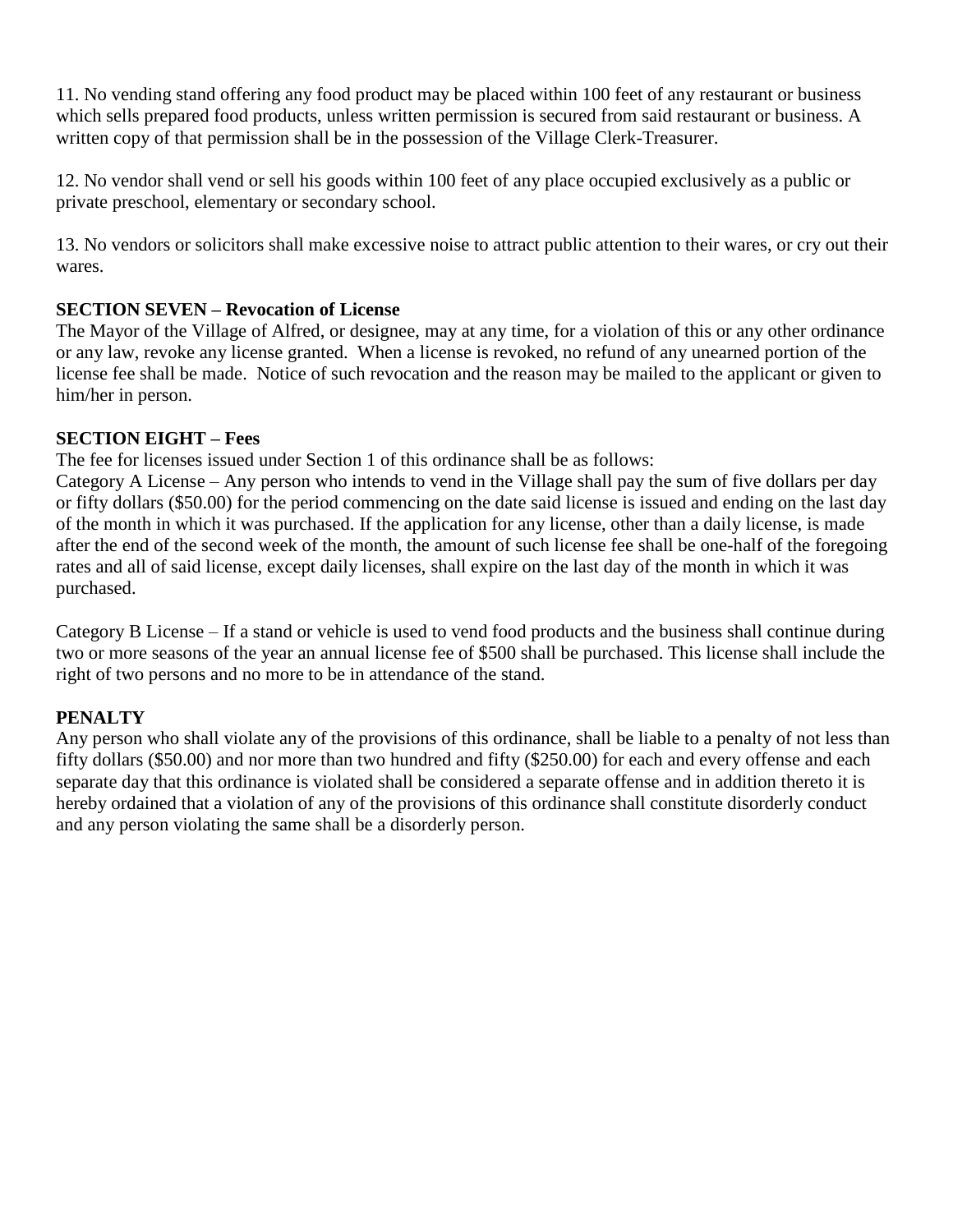11. No vending stand offering any food product may be placed within 100 feet of any restaurant or business which sells prepared food products, unless written permission is secured from said restaurant or business. A written copy of that permission shall be in the possession of the Village Clerk-Treasurer.

12. No vendor shall vend or sell his goods within 100 feet of any place occupied exclusively as a public or private preschool, elementary or secondary school.

13. No vendors or solicitors shall make excessive noise to attract public attention to their wares, or cry out their wares.

**SECTION SEVEN – Revocation of License**

The Mayor of the Village of Alfred, or designee, may at any time, for a violation of this or any other ordinance or any law, revoke any license granted. When a license is revoked, no refund of any unearned portion of the license fee shall be made. Notice of such revocation and the reason may be mailed to the applicant or given to him/her in person.

**SECTION EIGHT – Fees**

The fee for licenses issued under Section 1 of this ordinance shall be as follows:

Category A License – Any person who intends to vend in the Village shall pay the sum of five dollars per day or fifty dollars ($50.00) for the period commencing on the date said license is issued and ending on the last day of the month in which it was purchased. If the application for any license, other than a daily license, is made after the end of the second week of the month, the amount of such license fee shall be one-half of the foregoing rates and all of said license, except daily licenses, shall expire on the last day of the month in which it was purchased.

Category B License – If a stand or vehicle is used to vend food products and the business shall continue during two or more seasons of the year an annual license fee of $500 shall be purchased. This license shall include the right of two persons and no more to be in attendance of the stand.

**PENALTY**

Any person who shall violate any of the provisions of this ordinance, shall be liable to a penalty of not less than fifty dollars ($50.00) and nor more than two hundred and fifty ($250.00) for each and every offense and each separate day that this ordinance is violated shall be considered a separate offense and in addition thereto it is hereby ordained that a violation of any of the provisions of this ordinance shall constitute disorderly conduct and any person violating the same shall be a disorderly person.